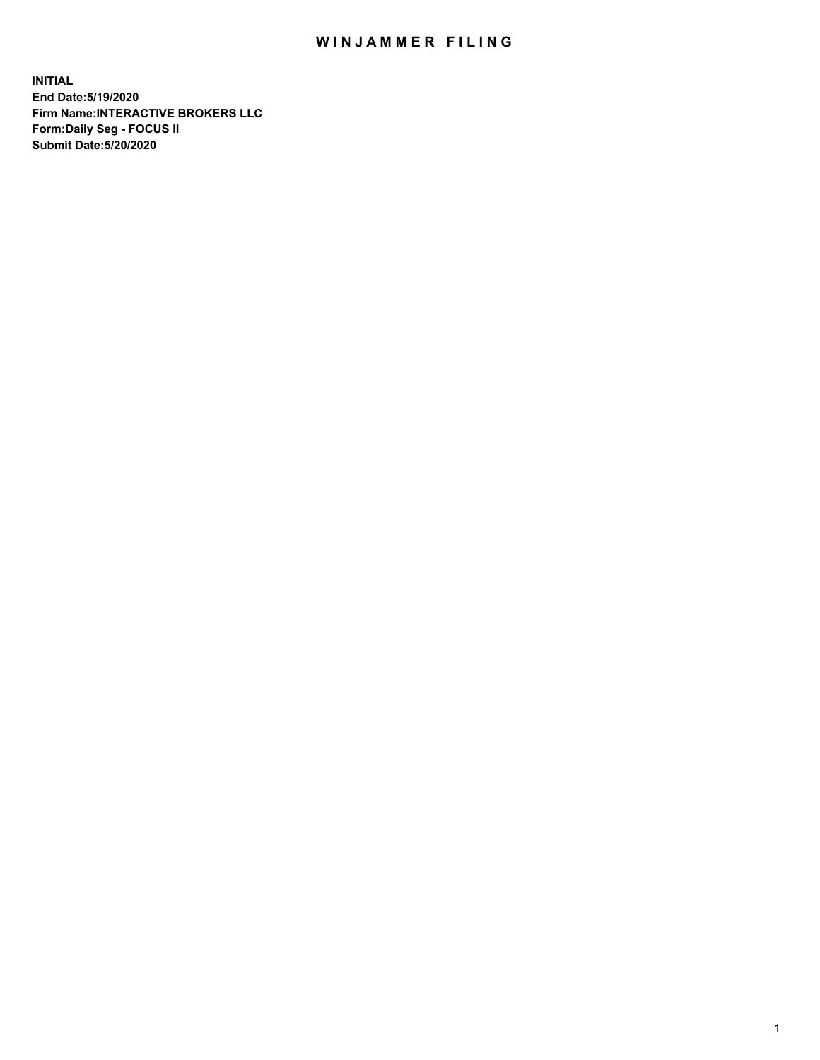# WINJAMMER FILING

**INITIAL**
**End Date:5/19/2020**
**Firm Name:INTERACTIVE BROKERS LLC**
**Form:Daily Seg - FOCUS II**
**Submit Date:5/20/2020**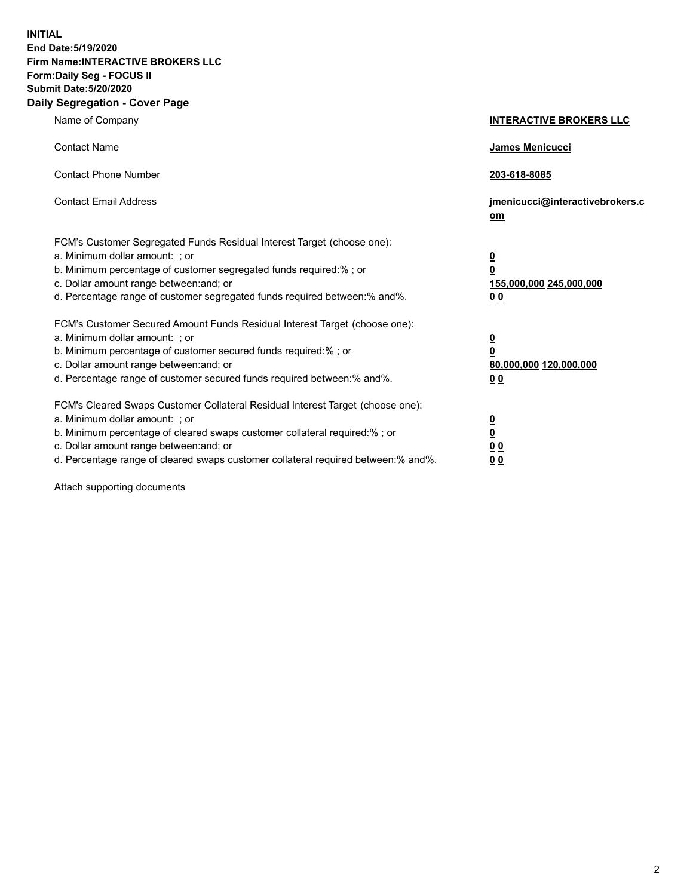**INITIAL**
**End Date:5/19/2020**
**Firm Name:INTERACTIVE BROKERS LLC**
**Form:Daily Seg - FOCUS II**
**Submit Date:5/20/2020**
**Daily Segregation - Cover Page**

| | |
|---|---|
| Name of Company | **INTERACTIVE BROKERS LLC** |
| Contact Name | **James Menicucci** |
| Contact Phone Number | **203-618-8085** |
| Contact Email Address | **jmenicucci@interactivebrokers.com** |
| FCM's Customer Segregated Funds Residual Interest Target (choose one): | |
| a. Minimum dollar amount: ; or | **0** |
| b. Minimum percentage of customer segregated funds required:% ; or | **0** |
| c. Dollar amount range between:and; or | **155,000,000 245,000,000** |
| d. Percentage range of customer segregated funds required between:% and%. | **0 0** |
| FCM's Customer Secured Amount Funds Residual Interest Target (choose one): | |
| a. Minimum dollar amount: ; or | **0** |
| b. Minimum percentage of customer secured funds required:% ; or | **0** |
| c. Dollar amount range between:and; or | **80,000,000 120,000,000** |
| d. Percentage range of customer secured funds required between:% and%. | **0 0** |
| FCM's Cleared Swaps Customer Collateral Residual Interest Target (choose one): | |
| a. Minimum dollar amount: ; or | **0** |
| b. Minimum percentage of cleared swaps customer collateral required:% ; or | **0** |
| c. Dollar amount range between:and; or | **0 0** |
| d. Percentage range of cleared swaps customer collateral required between:% and%. | **0 0** |

Attach supporting documents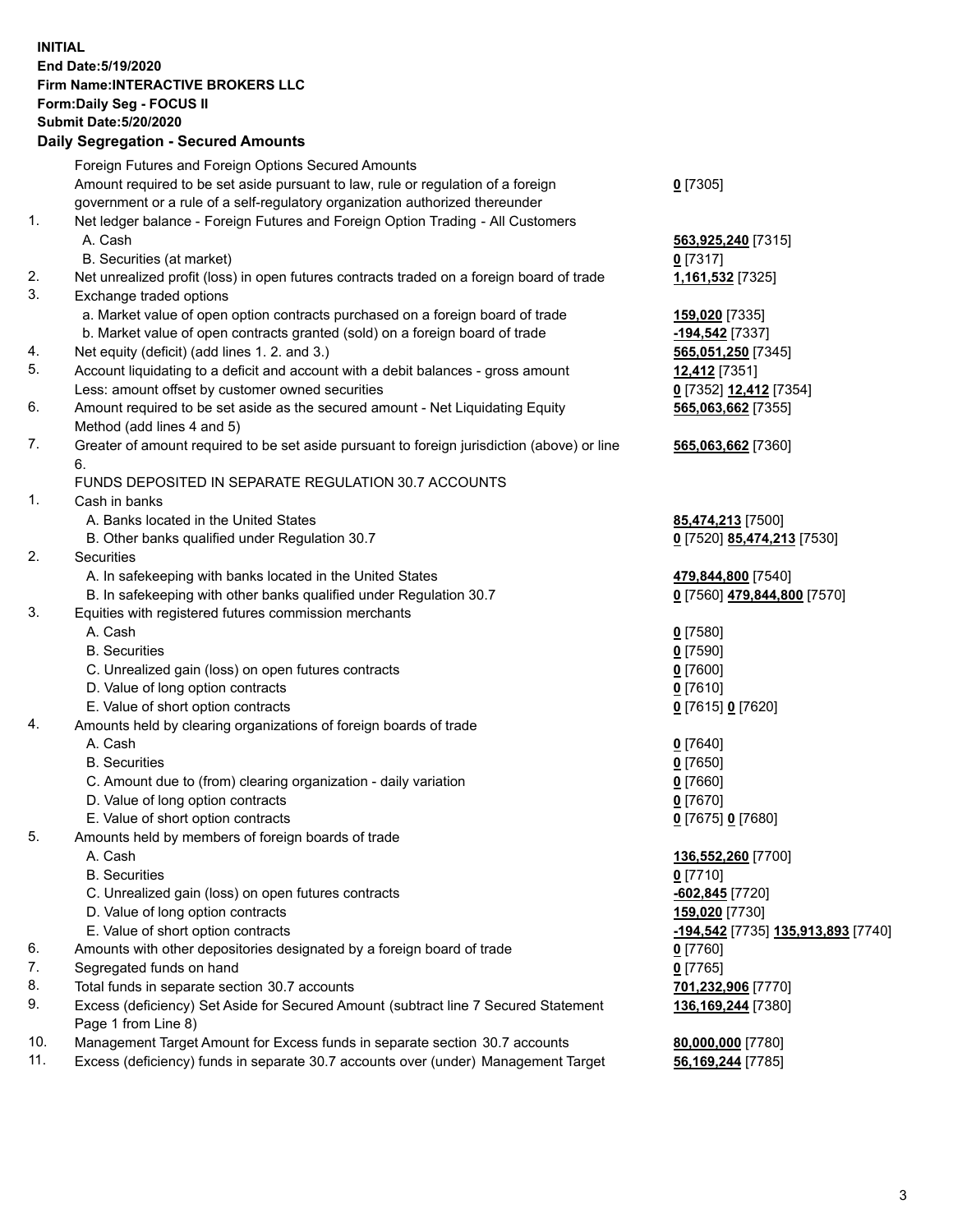**INITIAL**
**End Date:5/19/2020**
**Firm Name:INTERACTIVE BROKERS LLC**
**Form:Daily Seg - FOCUS II**
**Submit Date:5/20/2020**

### Daily Segregation - Secured Amounts

| | | |
|---|---|---|
| | Foreign Futures and Foreign Options Secured Amounts | |
| | Amount required to be set aside pursuant to law, rule or regulation of a foreign government or a rule of a self-regulatory organization authorized thereunder | **0** [7305] |
| 1. | Net ledger balance - Foreign Futures and Foreign Option Trading - All Customers | |
| | A. Cash | **563,925,240** [7315] |
| | B. Securities (at market) | **0** [7317] |
| 2. | Net unrealized profit (loss) in open futures contracts traded on a foreign board of trade | **1,161,532** [7325] |
| 3. | Exchange traded options | |
| | a. Market value of open option contracts purchased on a foreign board of trade | **159,020** [7335] |
| | b. Market value of open contracts granted (sold) on a foreign board of trade | **-194,542** [7337] |
| 4. | Net equity (deficit) (add lines 1. 2. and 3.) | **565,051,250** [7345] |
| 5. | Account liquidating to a deficit and account with a debit balances - gross amount | **12,412** [7351] |
| | Less: amount offset by customer owned securities | **0** [7352] **12,412** [7354] |
| 6. | Amount required to be set aside as the secured amount - Net Liquidating Equity Method (add lines 4 and 5) | **565,063,662** [7355] |
| 7. | Greater of amount required to be set aside pursuant to foreign jurisdiction (above) or line 6. | **565,063,662** [7360] |
| | FUNDS DEPOSITED IN SEPARATE REGULATION 30.7 ACCOUNTS | |
| 1. | Cash in banks | |
| | A. Banks located in the United States | **85,474,213** [7500] |
| | B. Other banks qualified under Regulation 30.7 | **0** [7520] **85,474,213** [7530] |
| 2. | Securities | |
| | A. In safekeeping with banks located in the United States | **479,844,800** [7540] |
| | B. In safekeeping with other banks qualified under Regulation 30.7 | **0** [7560] **479,844,800** [7570] |
| 3. | Equities with registered futures commission merchants | |
| | A. Cash | **0** [7580] |
| | B. Securities | **0** [7590] |
| | C. Unrealized gain (loss) on open futures contracts | **0** [7600] |
| | D. Value of long option contracts | **0** [7610] |
| | E. Value of short option contracts | **0** [7615] **0** [7620] |
| 4. | Amounts held by clearing organizations of foreign boards of trade | |
| | A. Cash | **0** [7640] |
| | B. Securities | **0** [7650] |
| | C. Amount due to (from) clearing organization - daily variation | **0** [7660] |
| | D. Value of long option contracts | **0** [7670] |
| | E. Value of short option contracts | **0** [7675] **0** [7680] |
| 5. | Amounts held by members of foreign boards of trade | |
| | A. Cash | **136,552,260** [7700] |
| | B. Securities | **0** [7710] |
| | C. Unrealized gain (loss) on open futures contracts | **-602,845** [7720] |
| | D. Value of long option contracts | **159,020** [7730] |
| | E. Value of short option contracts | **-194,542** [7735] **135,913,893** [7740] |
| 6. | Amounts with other depositories designated by a foreign board of trade | **0** [7760] |
| 7. | Segregated funds on hand | **0** [7765] |
| 8. | Total funds in separate section 30.7 accounts | **701,232,906** [7770] |
| 9. | Excess (deficiency) Set Aside for Secured Amount (subtract line 7 Secured Statement Page 1 from Line 8) | **136,169,244** [7380] |
| 10. | Management Target Amount for Excess funds in separate section 30.7 accounts | **80,000,000** [7780] |
| 11. | Excess (deficiency) funds in separate 30.7 accounts over (under) Management Target | **56,169,244** [7785] |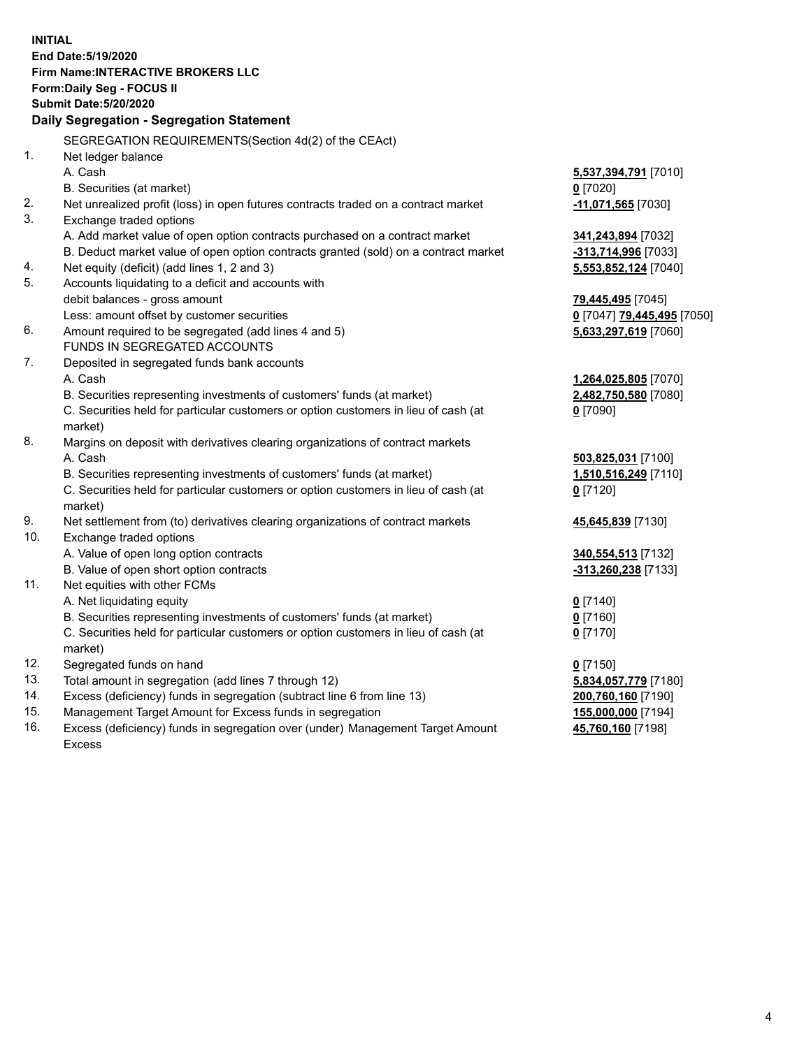**INITIAL**
**End Date:5/19/2020**
**Firm Name:INTERACTIVE BROKERS LLC**
**Form:Daily Seg - FOCUS II**
**Submit Date:5/20/2020**

### Daily Segregation - Segregation Statement

SEGREGATION REQUIREMENTS(Section 4d(2) of the CEAct)

| | | |
|---|---|---|
| 1. | Net ledger balance | |
| | A. Cash | **5,537,394,791** [7010] |
| | B. Securities (at market) | **0** [7020] |
| 2. | Net unrealized profit (loss) in open futures contracts traded on a contract market | **-11,071,565** [7030] |
| 3. | Exchange traded options | |
| | A. Add market value of open option contracts purchased on a contract market | **341,243,894** [7032] |
| | B. Deduct market value of open option contracts granted (sold) on a contract market | **-313,714,996** [7033] |
| 4. | Net equity (deficit) (add lines 1, 2 and 3) | **5,553,852,124** [7040] |
| 5. | Accounts liquidating to a deficit and accounts with debit balances - gross amount | **79,445,495** [7045] |
| | Less: amount offset by customer securities | **0** [7047] **79,445,495** [7050] |
| 6. | Amount required to be segregated (add lines 4 and 5) | **5,633,297,619** [7060] |
| | FUNDS IN SEGREGATED ACCOUNTS | |
| 7. | Deposited in segregated funds bank accounts | |
| | A. Cash | **1,264,025,805** [7070] |
| | B. Securities representing investments of customers' funds (at market) | **2,482,750,580** [7080] |
| | C. Securities held for particular customers or option customers in lieu of cash (at market) | **0** [7090] |
| 8. | Margins on deposit with derivatives clearing organizations of contract markets | |
| | A. Cash | **503,825,031** [7100] |
| | B. Securities representing investments of customers' funds (at market) | **1,510,516,249** [7110] |
| | C. Securities held for particular customers or option customers in lieu of cash (at market) | **0** [7120] |
| 9. | Net settlement from (to) derivatives clearing organizations of contract markets | **45,645,839** [7130] |
| 10. | Exchange traded options | |
| | A. Value of open long option contracts | **340,554,513** [7132] |
| | B. Value of open short option contracts | **-313,260,238** [7133] |
| 11. | Net equities with other FCMs | |
| | A. Net liquidating equity | **0** [7140] |
| | B. Securities representing investments of customers' funds (at market) | **0** [7160] |
| | C. Securities held for particular customers or option customers in lieu of cash (at market) | **0** [7170] |
| 12. | Segregated funds on hand | **0** [7150] |
| 13. | Total amount in segregation (add lines 7 through 12) | **5,834,057,779** [7180] |
| 14. | Excess (deficiency) funds in segregation (subtract line 6 from line 13) | **200,760,160** [7190] |
| 15. | Management Target Amount for Excess funds in segregation | **155,000,000** [7194] |
| 16. | Excess (deficiency) funds in segregation over (under) Management Target Amount Excess | **45,760,160** [7198] |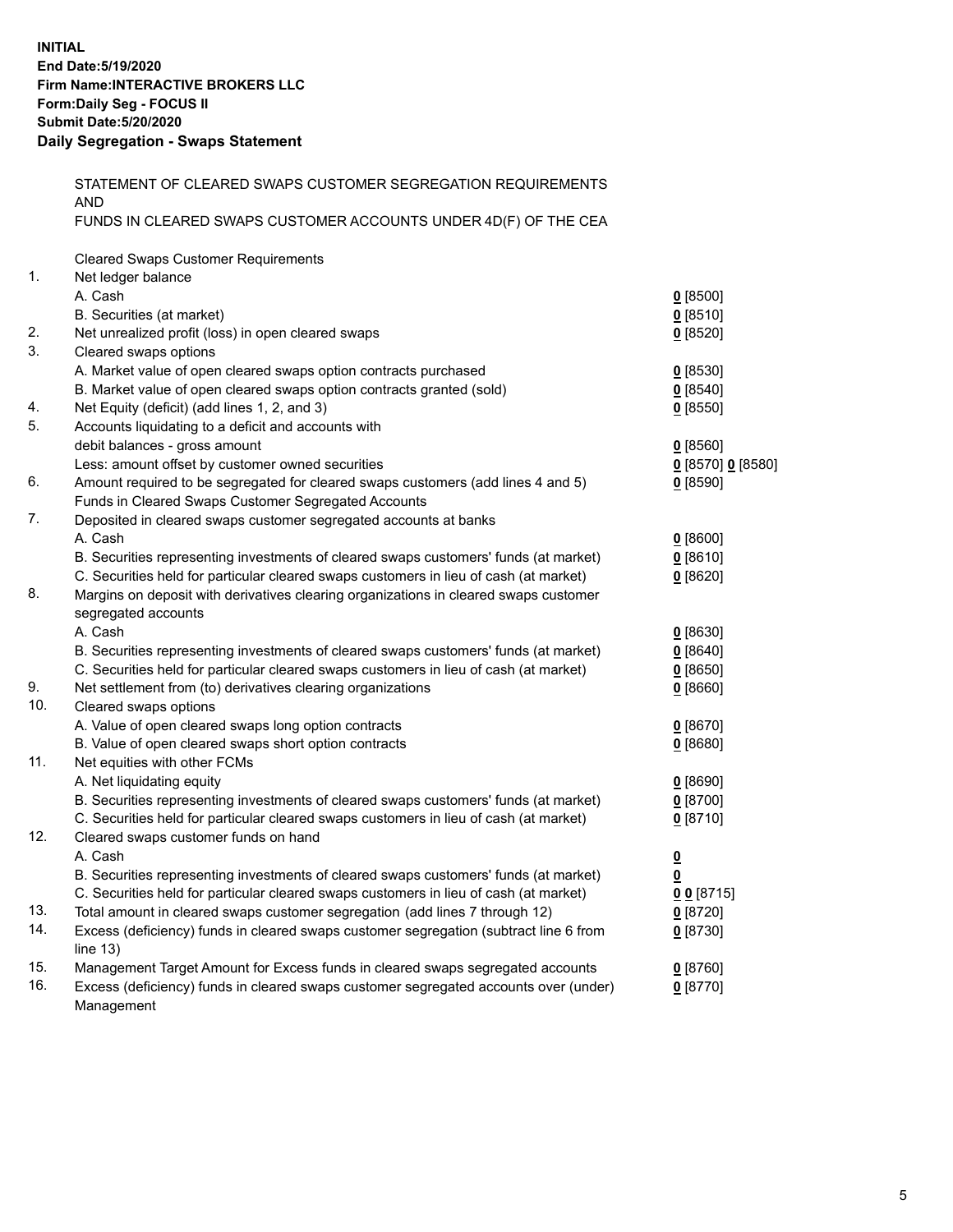**INITIAL**
**End Date:5/19/2020**
**Firm Name:INTERACTIVE BROKERS LLC**
**Form:Daily Seg - FOCUS II**
**Submit Date:5/20/2020**
**Daily Segregation - Swaps Statement**

STATEMENT OF CLEARED SWAPS CUSTOMER SEGREGATION REQUIREMENTS AND
FUNDS IN CLEARED SWAPS CUSTOMER ACCOUNTS UNDER 4D(F) OF THE CEA

| | | |
|---|---|---|
| | Cleared Swaps Customer Requirements | |
| 1. | Net ledger balance | |
| | A. Cash | 0 [8500] |
| | B. Securities (at market) | 0 [8510] |
| 2. | Net unrealized profit (loss) in open cleared swaps | 0 [8520] |
| 3. | Cleared swaps options | |
| | A. Market value of open cleared swaps option contracts purchased | 0 [8530] |
| | B. Market value of open cleared swaps option contracts granted (sold) | 0 [8540] |
| 4. | Net Equity (deficit) (add lines 1, 2, and 3) | 0 [8550] |
| 5. | Accounts liquidating to a deficit and accounts with | |
| | debit balances - gross amount | 0 [8560] |
| | Less: amount offset by customer owned securities | 0 [8570] 0 [8580] |
| 6. | Amount required to be segregated for cleared swaps customers (add lines 4 and 5) | 0 [8590] |
| | Funds in Cleared Swaps Customer Segregated Accounts | |
| 7. | Deposited in cleared swaps customer segregated accounts at banks | |
| | A. Cash | 0 [8600] |
| | B. Securities representing investments of cleared swaps customers' funds (at market) | 0 [8610] |
| | C. Securities held for particular cleared swaps customers in lieu of cash (at market) | 0 [8620] |
| 8. | Margins on deposit with derivatives clearing organizations in cleared swaps customer segregated accounts | |
| | A. Cash | 0 [8630] |
| | B. Securities representing investments of cleared swaps customers' funds (at market) | 0 [8640] |
| | C. Securities held for particular cleared swaps customers in lieu of cash (at market) | 0 [8650] |
| 9. | Net settlement from (to) derivatives clearing organizations | 0 [8660] |
| 10. | Cleared swaps options | |
| | A. Value of open cleared swaps long option contracts | 0 [8670] |
| | B. Value of open cleared swaps short option contracts | 0 [8680] |
| 11. | Net equities with other FCMs | |
| | A. Net liquidating equity | 0 [8690] |
| | B. Securities representing investments of cleared swaps customers' funds (at market) | 0 [8700] |
| | C. Securities held for particular cleared swaps customers in lieu of cash (at market) | 0 [8710] |
| 12. | Cleared swaps customer funds on hand | |
| | A. Cash | 0 |
| | B. Securities representing investments of cleared swaps customers' funds (at market) | 0 |
| | C. Securities held for particular cleared swaps customers in lieu of cash (at market) | 0 0 [8715] |
| 13. | Total amount in cleared swaps customer segregation (add lines 7 through 12) | 0 [8720] |
| 14. | Excess (deficiency) funds in cleared swaps customer segregation (subtract line 6 from line 13) | 0 [8730] |
| 15. | Management Target Amount for Excess funds in cleared swaps segregated accounts | 0 [8760] |
| 16. | Excess (deficiency) funds in cleared swaps customer segregated accounts over (under) Management | 0 [8770] |